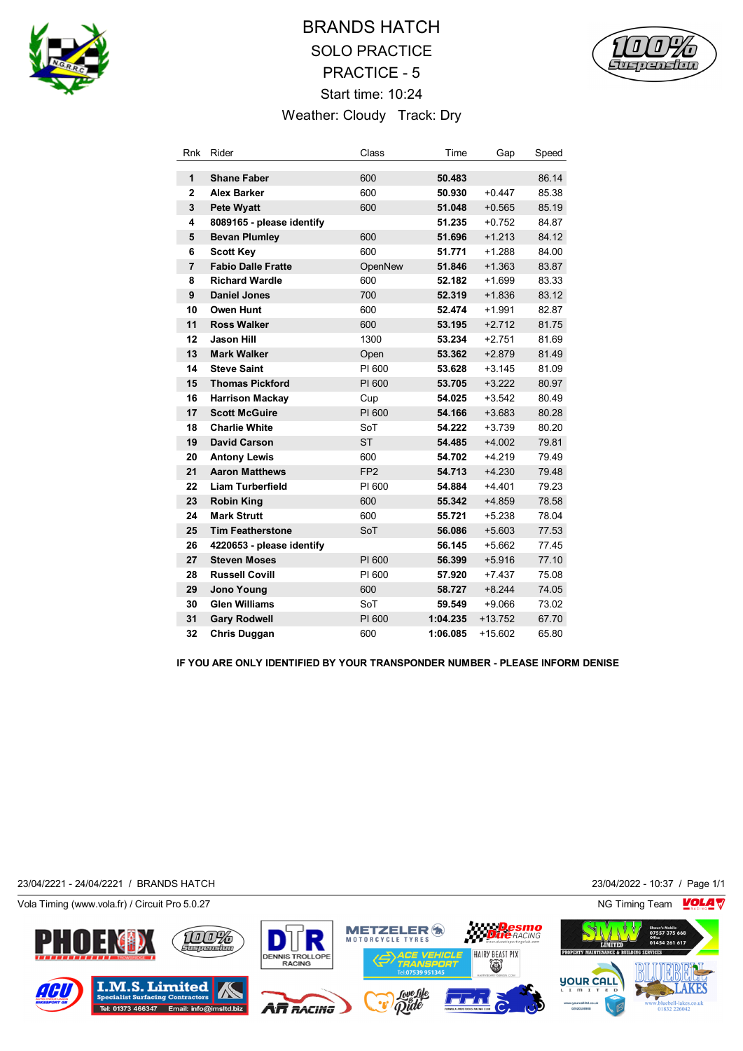# BRANDS HATCH

## SOLO PRACTICE

## PRACTICE - 5

Start time: 10:24

Weather: Cloudy   Track: Dry

| Rnk | Rider | Class | Time | Gap | Speed |
|---|---|---|---|---|---|
| 1 | **Shane Faber** | 600 | **50.483** | | 86.14 |
| 2 | **Alex Barker** | 600 | **50.930** | +0.447 | 85.38 |
| 3 | **Pete Wyatt** | 600 | **51.048** | +0.565 | 85.19 |
| 4 | **8089165 - please identify** | | **51.235** | +0.752 | 84.87 |
| 5 | **Bevan Plumley** | 600 | **51.696** | +1.213 | 84.12 |
| 6 | **Scott Key** | 600 | **51.771** | +1.288 | 84.00 |
| 7 | **Fabio Dalle Fratte** | OpenNew | **51.846** | +1.363 | 83.87 |
| 8 | **Richard Wardle** | 600 | **52.182** | +1.699 | 83.33 |
| 9 | **Daniel Jones** | 700 | **52.319** | +1.836 | 83.12 |
| 10 | **Owen Hunt** | 600 | **52.474** | +1.991 | 82.87 |
| 11 | **Ross Walker** | 600 | **53.195** | +2.712 | 81.75 |
| 12 | **Jason Hill** | 1300 | **53.234** | +2.751 | 81.69 |
| 13 | **Mark Walker** | Open | **53.362** | +2.879 | 81.49 |
| 14 | **Steve Saint** | PI 600 | **53.628** | +3.145 | 81.09 |
| 15 | **Thomas Pickford** | PI 600 | **53.705** | +3.222 | 80.97 |
| 16 | **Harrison Mackay** | Cup | **54.025** | +3.542 | 80.49 |
| 17 | **Scott McGuire** | PI 600 | **54.166** | +3.683 | 80.28 |
| 18 | **Charlie White** | SoT | **54.222** | +3.739 | 80.20 |
| 19 | **David Carson** | ST | **54.485** | +4.002 | 79.81 |
| 20 | **Antony Lewis** | 600 | **54.702** | +4.219 | 79.49 |
| 21 | **Aaron Matthews** | FP2 | **54.713** | +4.230 | 79.48 |
| 22 | **Liam Turberfield** | PI 600 | **54.884** | +4.401 | 79.23 |
| 23 | **Robin King** | 600 | **55.342** | +4.859 | 78.58 |
| 24 | **Mark Strutt** | 600 | **55.721** | +5.238 | 78.04 |
| 25 | **Tim Featherstone** | SoT | **56.086** | +5.603 | 77.53 |
| 26 | **4220653 - please identify** | | **56.145** | +5.662 | 77.45 |
| 27 | **Steven Moses** | PI 600 | **56.399** | +5.916 | 77.10 |
| 28 | **Russell Covill** | PI 600 | **57.920** | +7.437 | 75.08 |
| 29 | **Jono Young** | 600 | **58.727** | +8.244 | 74.05 |
| 30 | **Glen Williams** | SoT | **59.549** | +9.066 | 73.02 |
| 31 | **Gary Rodwell** | PI 600 | **1:04.235** | +13.752 | 67.70 |
| 32 | **Chris Duggan** | 600 | **1:06.085** | +15.602 | 65.80 |

**IF YOU ARE ONLY IDENTIFIED BY YOUR TRANSPONDER NUMBER - PLEASE INFORM DENISE**

23/04/2221 - 24/04/2221 / BRANDS HATCH    23/04/2022 - 10:37 / Page 1/1

Vola Timing (www.vola.fr) / Circuit Pro 5.0.27    NG Timing Team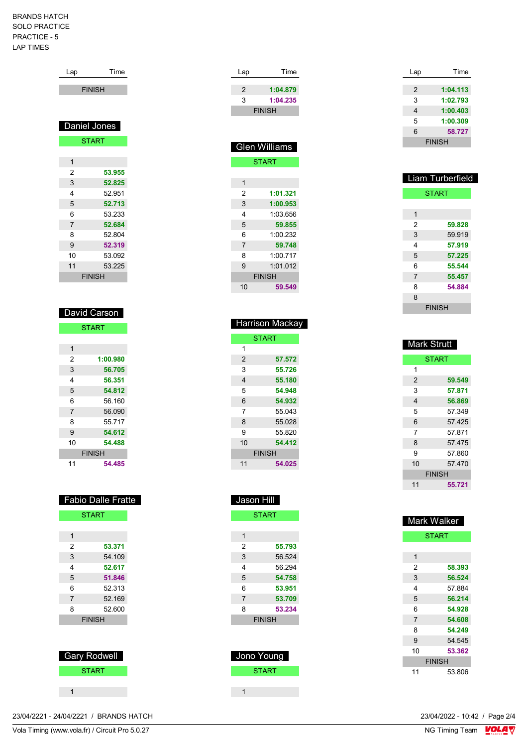BRANDS HATCH
SOLO PRACTICE
PRACTICE - 5
LAP TIMES

| Lap | Time |
|---|---|
| FINISH | |

## Daniel Jones

| Lap | Time |
|---|---|
| START | |
| 1 | |
| 2 | 53.955 |
| 3 | 52.825 |
| 4 | 52.951 |
| 5 | 52.713 |
| 6 | 53.233 |
| 7 | 52.684 |
| 8 | 52.804 |
| 9 | 52.319 |
| 10 | 53.092 |
| 11 | 53.225 |
| FINISH | |

## David Carson

| Lap | Time |
|---|---|
| START | |
| 1 | |
| 2 | 1:00.980 |
| 3 | 56.705 |
| 4 | 56.351 |
| 5 | 54.812 |
| 6 | 56.160 |
| 7 | 56.090 |
| 8 | 55.717 |
| 9 | 54.612 |
| 10 | 54.488 |
| FINISH | |
| 11 | 54.485 |

## Fabio Dalle Fratte

| Lap | Time |
|---|---|
| START | |
| 1 | |
| 2 | 53.371 |
| 3 | 54.109 |
| 4 | 52.617 |
| 5 | 51.846 |
| 6 | 52.313 |
| 7 | 52.169 |
| 8 | 52.600 |
| FINISH | |

## Gary Rodwell

| Lap | Time |
|---|---|
| START | |
| 1 | |

| Lap | Time |
|---|---|
| 2 | 1:04.879 |
| 3 | 1:04.235 |
| FINISH | |

## Glen Williams

| Lap | Time |
|---|---|
| START | |
| 1 | |
| 2 | 1:01.321 |
| 3 | 1:00.953 |
| 4 | 1:03.656 |
| 5 | 59.855 |
| 6 | 1:00.232 |
| 7 | 59.748 |
| 8 | 1:00.717 |
| 9 | 1:01.012 |
| FINISH | |
| 10 | 59.549 |

## Harrison Mackay

| Lap | Time |
|---|---|
| START | |
| 1 | |
| 2 | 57.572 |
| 3 | 55.726 |
| 4 | 55.180 |
| 5 | 54.948 |
| 6 | 54.932 |
| 7 | 55.043 |
| 8 | 55.028 |
| 9 | 55.820 |
| 10 | 54.412 |
| FINISH | |
| 11 | 54.025 |

## Jason Hill

| Lap | Time |
|---|---|
| START | |
| 1 | |
| 2 | 55.793 |
| 3 | 56.524 |
| 4 | 56.294 |
| 5 | 54.758 |
| 6 | 53.951 |
| 7 | 53.709 |
| 8 | 53.234 |
| FINISH | |

## Jono Young

| Lap | Time |
|---|---|
| START | |
| 1 | |

| Lap | Time |
|---|---|
| 2 | 1:04.113 |
| 3 | 1:02.793 |
| 4 | 1:00.403 |
| 5 | 1:00.309 |
| 6 | 58.727 |
| FINISH | |

## Liam Turberfield

| Lap | Time |
|---|---|
| START | |
| 1 | |
| 2 | 59.828 |
| 3 | 59.919 |
| 4 | 57.919 |
| 5 | 57.225 |
| 6 | 55.544 |
| 7 | 55.457 |
| 8 | 54.884 |
| 8 | |
| FINISH | |

## Mark Strutt

| Lap | Time |
|---|---|
| START | |
| 1 | |
| 2 | 59.549 |
| 3 | 57.871 |
| 4 | 56.869 |
| 5 | 57.349 |
| 6 | 57.425 |
| 7 | 57.871 |
| 8 | 57.475 |
| 9 | 57.860 |
| 10 | 57.470 |
| FINISH | |
| 11 | 55.721 |

## Mark Walker

| Lap | Time |
|---|---|
| START | |
| 1 | |
| 2 | 58.393 |
| 3 | 56.524 |
| 4 | 57.884 |
| 5 | 56.214 |
| 6 | 54.928 |
| 7 | 54.608 |
| 8 | 54.249 |
| 9 | 54.545 |
| 10 | 53.362 |
| FINISH | |
| 11 | 53.806 |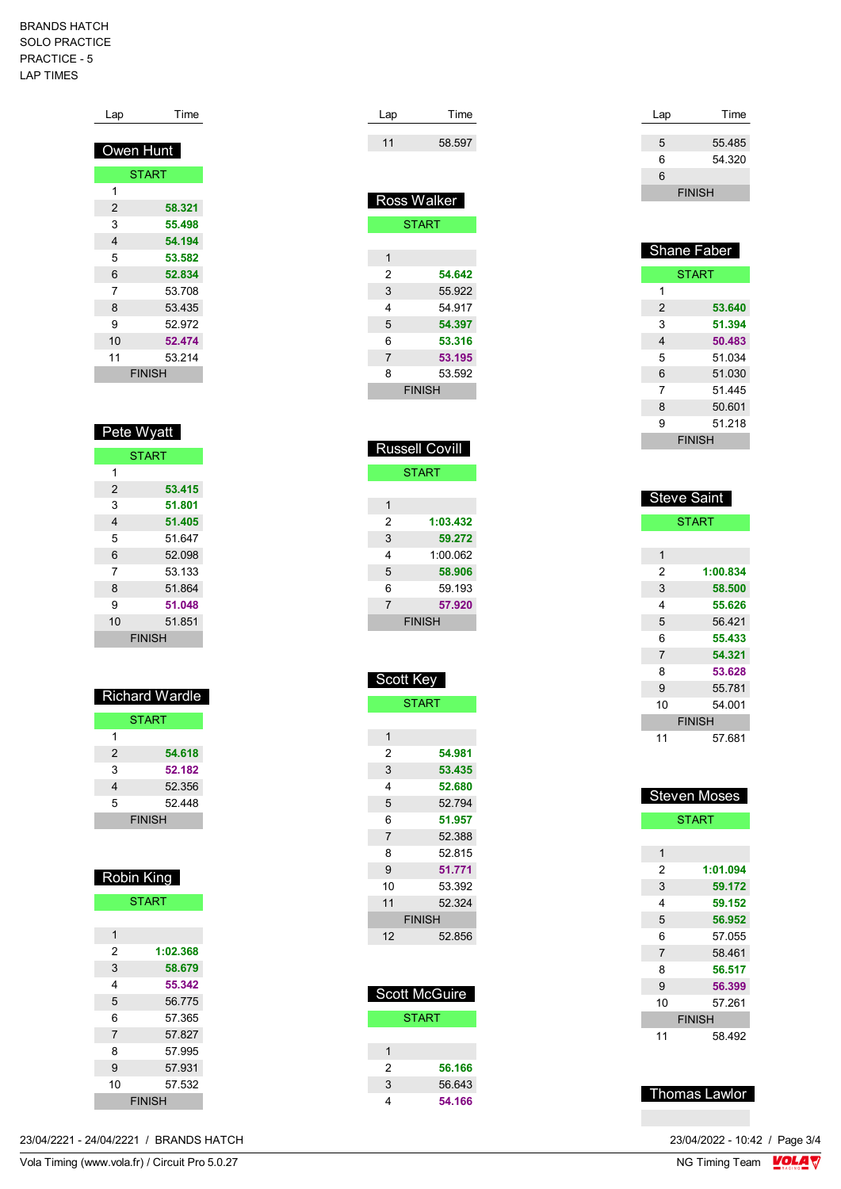BRANDS HATCH
SOLO PRACTICE
PRACTICE - 5
LAP TIMES

## Owen Hunt

| Lap | Time |
|---|---|
| START | |
| 1 | |
| 2 | **58.321** |
| 3 | **55.498** |
| 4 | **54.194** |
| 5 | **53.582** |
| 6 | **52.834** |
| 7 | 53.708 |
| 8 | 53.435 |
| 9 | 52.972 |
| 10 | **52.474** |
| 11 | 53.214 |
| FINISH | |

## Pete Wyatt

| Lap | Time |
|---|---|
| START | |
| 1 | |
| 2 | **53.415** |
| 3 | **51.801** |
| 4 | **51.405** |
| 5 | 51.647 |
| 6 | 52.098 |
| 7 | 53.133 |
| 8 | 51.864 |
| 9 | **51.048** |
| 10 | 51.851 |
| FINISH | |

## Richard Wardle

| Lap | Time |
|---|---|
| START | |
| 1 | |
| 2 | **54.618** |
| 3 | **52.182** |
| 4 | 52.356 |
| 5 | 52.448 |
| FINISH | |

## Robin King

| Lap | Time |
|---|---|
| START | |
| 1 | |
| 2 | **1:02.368** |
| 3 | **58.679** |
| 4 | **55.342** |
| 5 | 56.775 |
| 6 | 57.365 |
| 7 | 57.827 |
| 8 | 57.995 |
| 9 | 57.931 |
| 10 | 57.532 |
| FINISH | |

| Lap | Time |
|---|---|
| 11 | 58.597 |

## Ross Walker

| Lap | Time |
|---|---|
| START | |
| 1 | |
| 2 | **54.642** |
| 3 | 55.922 |
| 4 | 54.917 |
| 5 | **54.397** |
| 6 | **53.316** |
| 7 | **53.195** |
| 8 | 53.592 |
| FINISH | |

## Russell Covill

| Lap | Time |
|---|---|
| START | |
| 1 | |
| 2 | **1:03.432** |
| 3 | **59.272** |
| 4 | 1:00.062 |
| 5 | **58.906** |
| 6 | 59.193 |
| 7 | **57.920** |
| FINISH | |

## Scott Key

| Lap | Time |
|---|---|
| START | |
| 1 | |
| 2 | **54.981** |
| 3 | **53.435** |
| 4 | **52.680** |
| 5 | 52.794 |
| 6 | **51.957** |
| 7 | 52.388 |
| 8 | 52.815 |
| 9 | **51.771** |
| 10 | 53.392 |
| 11 | 52.324 |
| FINISH | |
| 12 | 52.856 |

## Scott McGuire

| Lap | Time |
|---|---|
| START | |
| 1 | |
| 2 | **56.166** |
| 3 | 56.643 |
| 4 | **54.166** |

| Lap | Time |
|---|---|
| 5 | 55.485 |
| 6 | 54.320 |
| 6 | |
| FINISH | |

## Shane Faber

| Lap | Time |
|---|---|
| START | |
| 1 | |
| 2 | **53.640** |
| 3 | **51.394** |
| 4 | **50.483** |
| 5 | 51.034 |
| 6 | 51.030 |
| 7 | 51.445 |
| 8 | 50.601 |
| 9 | 51.218 |
| FINISH | |

## Steve Saint

| Lap | Time |
|---|---|
| START | |
| 1 | |
| 2 | **1:00.834** |
| 3 | **58.500** |
| 4 | **55.626** |
| 5 | 56.421 |
| 6 | **55.433** |
| 7 | **54.321** |
| 8 | **53.628** |
| 9 | 55.781 |
| 10 | 54.001 |
| FINISH | |
| 11 | 57.681 |

## Steven Moses

| Lap | Time |
|---|---|
| START | |
| 1 | |
| 2 | **1:01.094** |
| 3 | **59.172** |
| 4 | **59.152** |
| 5 | **56.952** |
| 6 | 57.055 |
| 7 | 58.461 |
| 8 | **56.517** |
| 9 | **56.399** |
| 10 | 57.261 |
| FINISH | |
| 11 | 58.492 |

## Thomas Lawlor

23/04/2221 - 24/04/2221 / BRANDS HATCH
Vola Timing (www.vola.fr) / Circuit Pro 5.0.27
23/04/2022 - 10:42
NG Timing Team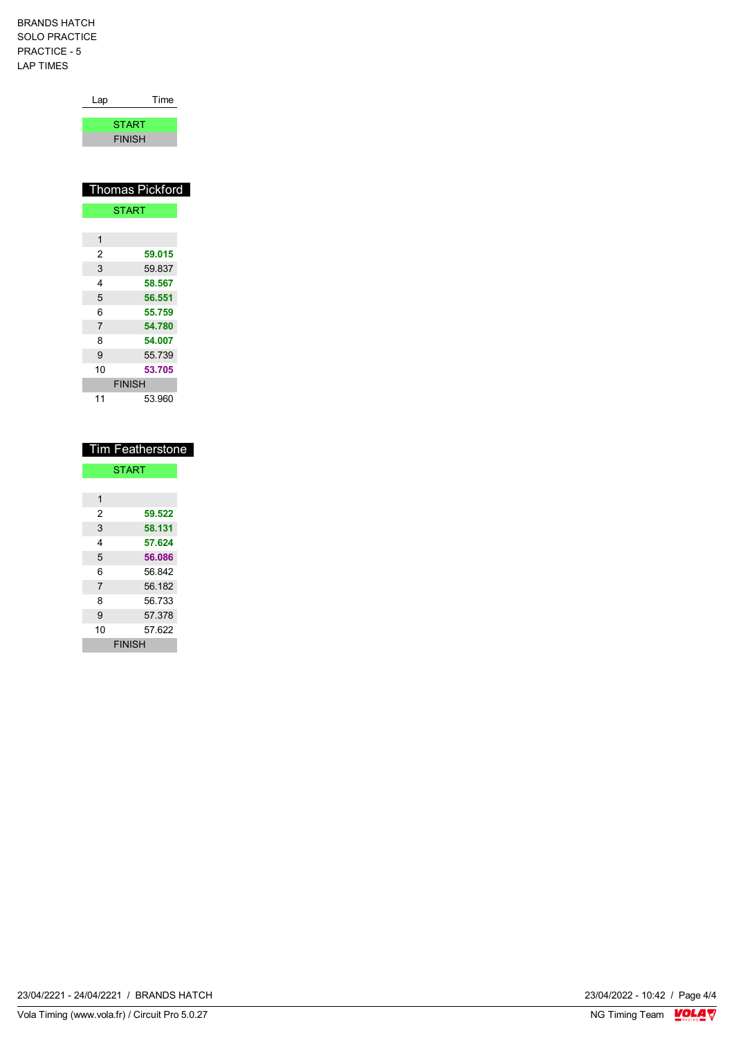BRANDS HATCH
SOLO PRACTICE
PRACTICE - 5
LAP TIMES

| Lap | Time |
|---|---|
| START | |
| FINISH | |

## Thomas Pickford

| Lap | Time |
|---|---|
| START | |
| 1 | |
| 2 | **59.015** |
| 3 | 59.837 |
| 4 | **58.567** |
| 5 | **56.551** |
| 6 | **55.759** |
| 7 | **54.780** |
| 8 | **54.007** |
| 9 | 55.739 |
| 10 | **53.705** |
| FINISH | |
| 11 | 53.960 |

## Tim Featherstone

| Lap | Time |
|---|---|
| START | |
| 1 | |
| 2 | **59.522** |
| 3 | **58.131** |
| 4 | **57.624** |
| 5 | **56.086** |
| 6 | 56.842 |
| 7 | 56.182 |
| 8 | 56.733 |
| 9 | 57.378 |
| 10 | 57.622 |
| FINISH | |

23/04/2221 - 24/04/2221 / BRANDS HATCH